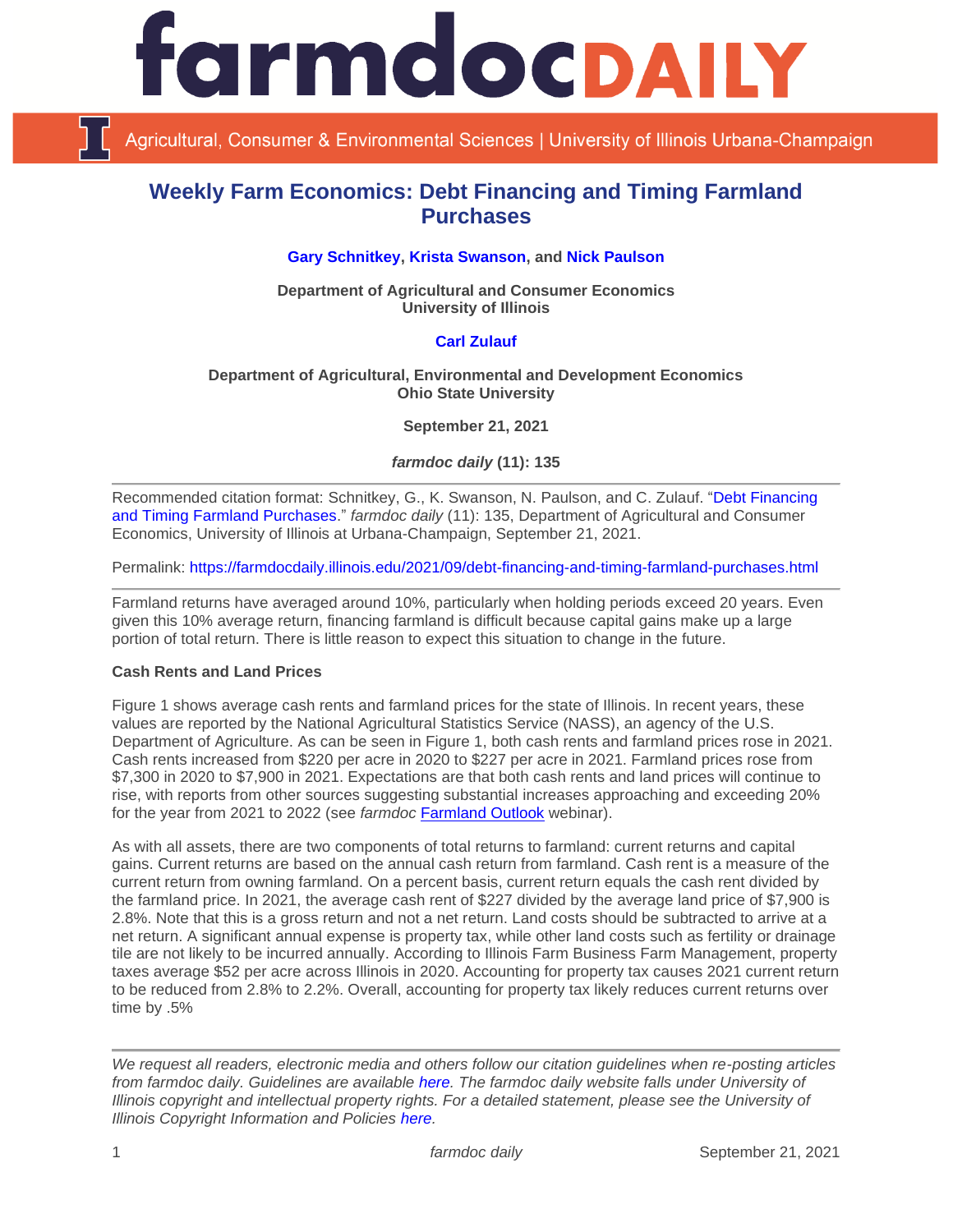# Weekly Farm Economics: Debt Financing and Timing Farmland Purchases

**Gary Schnitkey, Krista Swanson, and Nick Paulson**

**Department of Agricultural and Consumer Economics**
**University of Illinois**

**Carl Zulauf**

**Department of Agricultural, Environmental and Development Economics**
**Ohio State University**

**September 21, 2021**

***farmdoc daily* (11): 135**

---

Recommended citation format: Schnitkey, G., K. Swanson, N. Paulson, and C. Zulauf. "Debt Financing and Timing Farmland Purchases." *farmdoc daily* (11): 135, Department of Agricultural and Consumer Economics, University of Illinois at Urbana-Champaign, September 21, 2021.

Permalink: https://farmdocdaily.illinois.edu/2021/09/debt-financing-and-timing-farmland-purchases.html

---

Farmland returns have averaged around 10%, particularly when holding periods exceed 20 years. Even given this 10% average return, financing farmland is difficult because capital gains make up a large portion of total return. There is little reason to expect this situation to change in the future.

**Cash Rents and Land Prices**

Figure 1 shows average cash rents and farmland prices for the state of Illinois. In recent years, these values are reported by the National Agricultural Statistics Service (NASS), an agency of the U.S. Department of Agriculture. As can be seen in Figure 1, both cash rents and farmland prices rose in 2021. Cash rents increased from $220 per acre in 2020 to $227 per acre in 2021. Farmland prices rose from $7,300 in 2020 to $7,900 in 2021. Expectations are that both cash rents and land prices will continue to rise, with reports from other sources suggesting substantial increases approaching and exceeding 20% for the year from 2021 to 2022 (see *farmdoc* Farmland Outlook webinar).

As with all assets, there are two components of total returns to farmland: current returns and capital gains. Current returns are based on the annual cash return from farmland. Cash rent is a measure of the current return from owning farmland. On a percent basis, current return equals the cash rent divided by the farmland price. In 2021, the average cash rent of $227 divided by the average land price of $7,900 is 2.8%. Note that this is a gross return and not a net return. Land costs should be subtracted to arrive at a net return. A significant annual expense is property tax, while other land costs such as fertility or drainage tile are not likely to be incurred annually. According to Illinois Farm Business Farm Management, property taxes average $52 per acre across Illinois in 2020. Accounting for property tax causes 2021 current return to be reduced from 2.8% to 2.2%. Overall, accounting for property tax likely reduces current returns over time by .5%

---

*We request all readers, electronic media and others follow our citation guidelines when re-posting articles from farmdoc daily. Guidelines are available here. The farmdoc daily website falls under University of Illinois copyright and intellectual property rights. For a detailed statement, please see the University of Illinois Copyright Information and Policies here.*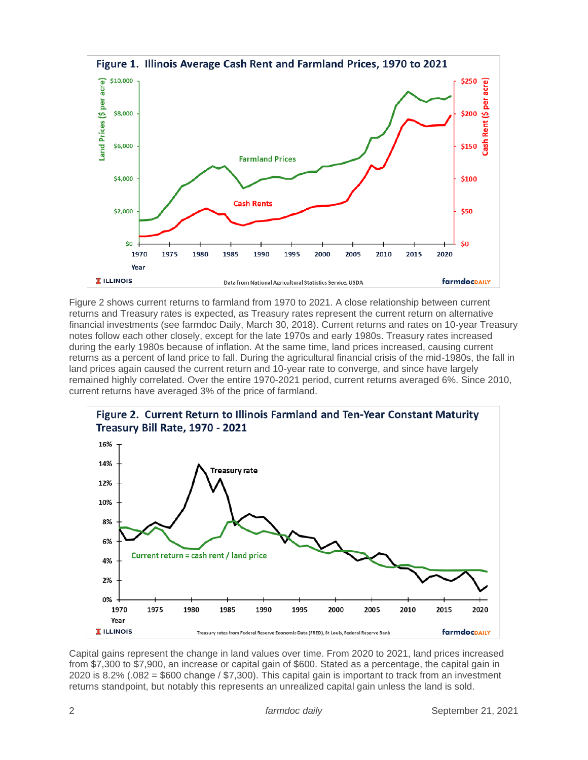**Figure 1. Illinois Average Cash Rent and Farmland Prices, 1970 to 2021**

Data from National Agricultural Statistics Service, USDA

Figure 2 shows current returns to farmland from 1970 to 2021. A close relationship between current returns and Treasury rates is expected, as Treasury rates represent the current return on alternative financial investments (see farmdoc Daily, March 30, 2018). Current returns and rates on 10-year Treasury notes follow each other closely, except for the late 1970s and early 1980s. Treasury rates increased during the early 1980s because of inflation. At the same time, land prices increased, causing current returns as a percent of land price to fall. During the agricultural financial crisis of the mid-1980s, the fall in land prices again caused the current return and 10-year rate to converge, and since have largely remained highly correlated. Over the entire 1970-2021 period, current returns averaged 6%. Since 2010, current returns have averaged 3% of the price of farmland.

**Figure 2. Current Return to Illinois Farmland and Ten-Year Constant Maturity Treasury Bill Rate, 1970 - 2021**

Treasury rates from Federal Reserve Economic Data (FRED), St Louis, Federal Reserve Bank

Capital gains represent the change in land values over time. From 2020 to 2021, land prices increased from $7,300 to $7,900, an increase or capital gain of $600. Stated as a percentage, the capital gain in 2020 is 8.2% (.082 = $600 change / $7,300). This capital gain is important to track from an investment returns standpoint, but notably this represents an unrealized capital gain unless the land is sold.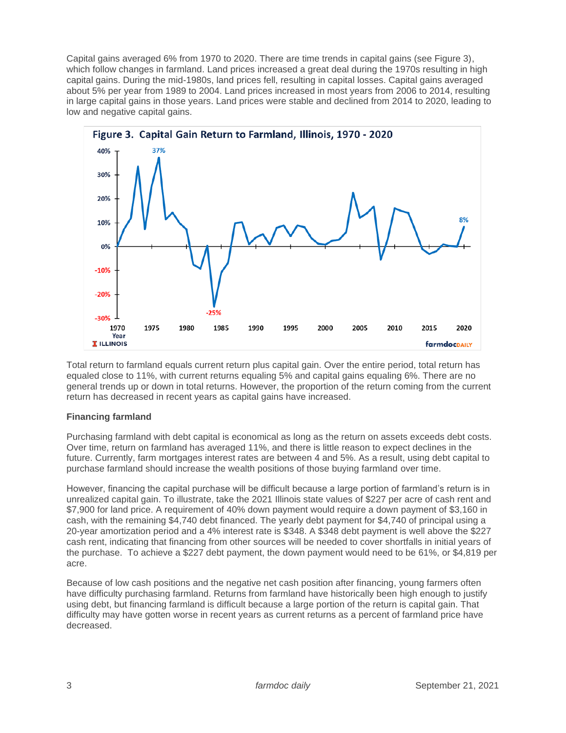Capital gains averaged 6% from 1970 to 2020. There are time trends in capital gains (see Figure 3), which follow changes in farmland. Land prices increased a great deal during the 1970s resulting in high capital gains. During the mid-1980s, land prices fell, resulting in capital losses. Capital gains averaged about 5% per year from 1989 to 2004. Land prices increased in most years from 2006 to 2014, resulting in large capital gains in those years. Land prices were stable and declined from 2014 to 2020, leading to low and negative capital gains.

**Figure 3. Capital Gain Return to Farmland, Illinois, 1970 - 2020**

Total return to farmland equals current return plus capital gain. Over the entire period, total return has equaled close to 11%, with current returns equaling 5% and capital gains equaling 6%. There are no general trends up or down in total returns. However, the proportion of the return coming from the current return has decreased in recent years as capital gains have increased.

**Financing farmland**

Purchasing farmland with debt capital is economical as long as the return on assets exceeds debt costs. Over time, return on farmland has averaged 11%, and there is little reason to expect declines in the future. Currently, farm mortgages interest rates are between 4 and 5%. As a result, using debt capital to purchase farmland should increase the wealth positions of those buying farmland over time.

However, financing the capital purchase will be difficult because a large portion of farmland's return is in unrealized capital gain. To illustrate, take the 2021 Illinois state values of $227 per acre of cash rent and $7,900 for land price. A requirement of 40% down payment would require a down payment of $3,160 in cash, with the remaining $4,740 debt financed. The yearly debt payment for $4,740 of principal using a 20-year amortization period and a 4% interest rate is $348. A $348 debt payment is well above the $227 cash rent, indicating that financing from other sources will be needed to cover shortfalls in initial years of the purchase. To achieve a $227 debt payment, the down payment would need to be 61%, or $4,819 per acre.

Because of low cash positions and the negative net cash position after financing, young farmers often have difficulty purchasing farmland. Returns from farmland have historically been high enough to justify using debt, but financing farmland is difficult because a large portion of the return is capital gain. That difficulty may have gotten worse in recent years as current returns as a percent of farmland price have decreased.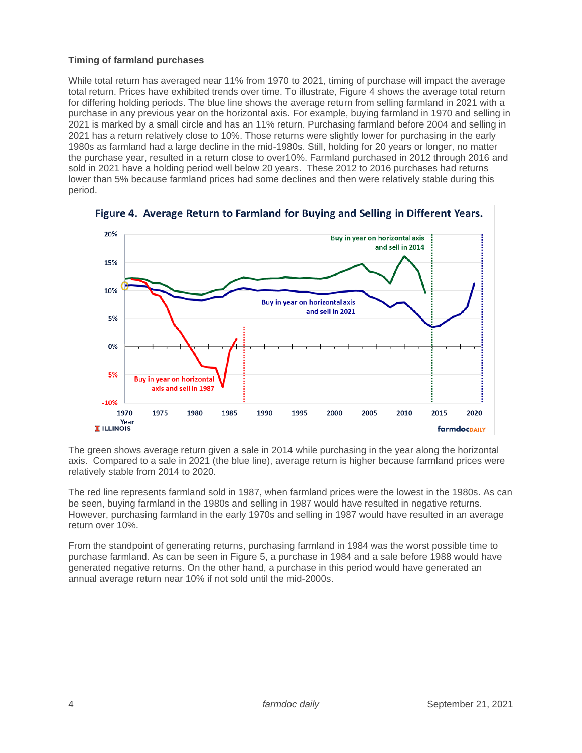**Timing of farmland purchases**

While total return has averaged near 11% from 1970 to 2021, timing of purchase will impact the average total return. Prices have exhibited trends over time. To illustrate, Figure 4 shows the average total return for differing holding periods. The blue line shows the average return from selling farmland in 2021 with a purchase in any previous year on the horizontal axis. For example, buying farmland in 1970 and selling in 2021 is marked by a small circle and has an 11% return. Purchasing farmland before 2004 and selling in 2021 has a return relatively close to 10%. Those returns were slightly lower for purchasing in the early 1980s as farmland had a large decline in the mid-1980s. Still, holding for 20 years or longer, no matter the purchase year, resulted in a return close to over10%. Farmland purchased in 2012 through 2016 and sold in 2021 have a holding period well below 20 years. These 2012 to 2016 purchases had returns lower than 5% because farmland prices had some declines and then were relatively stable during this period.

**Figure 4. Average Return to Farmland for Buying and Selling in Different Years.**

The green shows average return given a sale in 2014 while purchasing in the year along the horizontal axis. Compared to a sale in 2021 (the blue line), average return is higher because farmland prices were relatively stable from 2014 to 2020.

The red line represents farmland sold in 1987, when farmland prices were the lowest in the 1980s. As can be seen, buying farmland in the 1980s and selling in 1987 would have resulted in negative returns. However, purchasing farmland in the early 1970s and selling in 1987 would have resulted in an average return over 10%.

From the standpoint of generating returns, purchasing farmland in 1984 was the worst possible time to purchase farmland. As can be seen in Figure 5, a purchase in 1984 and a sale before 1988 would have generated negative returns. On the other hand, a purchase in this period would have generated an annual average return near 10% if not sold until the mid-2000s.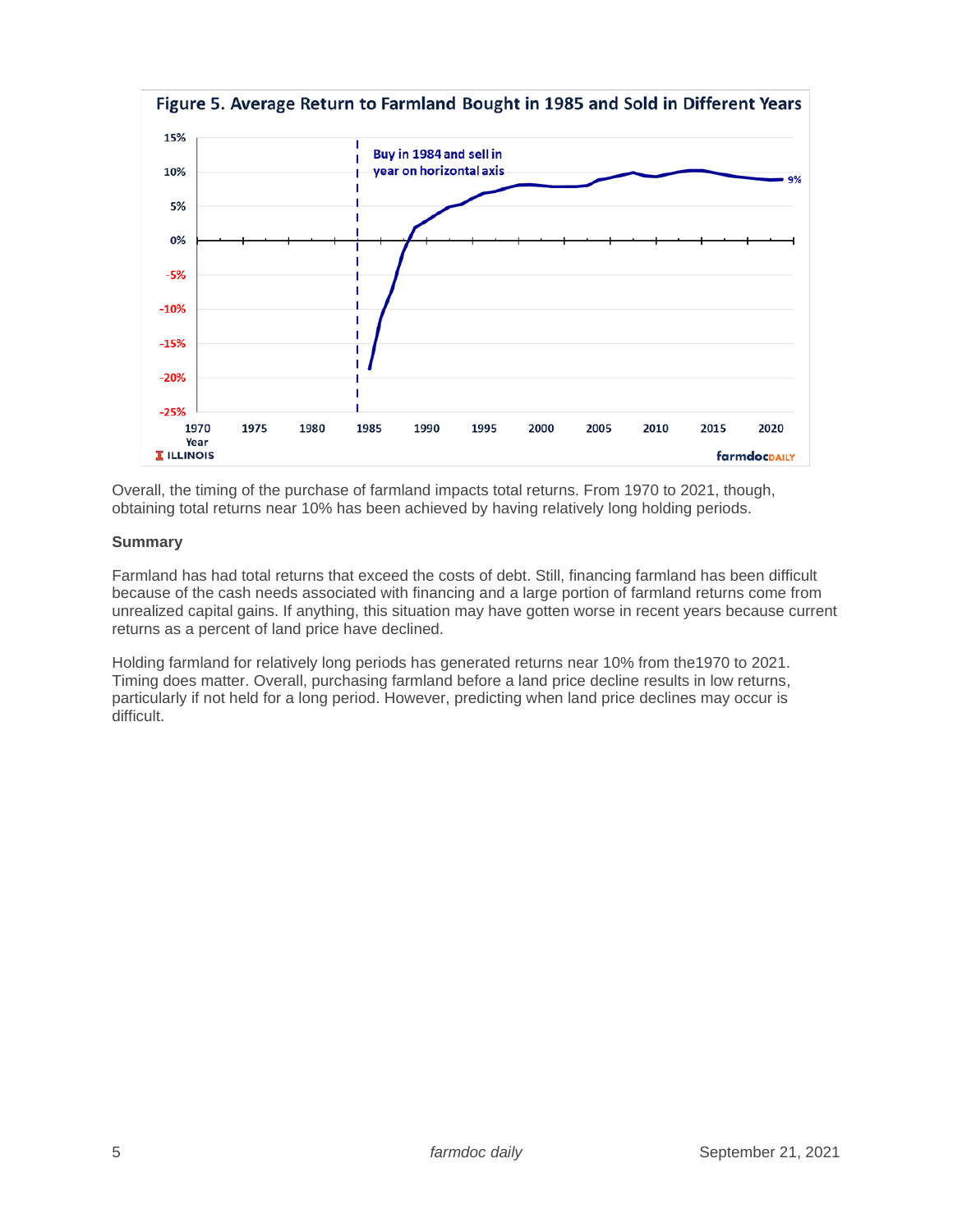Figure 5. Average Return to Farmland Bought in 1985 and Sold in Different Years

15%
10%
5%
0%
-5%
-10%
-15%
-20%
-25%

1970 1975 1980 1985 1990 1995 2000 2005 2010 2015 2020
Year

Buy in 1984 and sell in year on horizontal axis

9%

ILLINOIS

farmdocDAILY

Overall, the timing of the purchase of farmland impacts total returns. From 1970 to 2021, though, obtaining total returns near 10% has been achieved by having relatively long holding periods.

**Summary**

Farmland has had total returns that exceed the costs of debt. Still, financing farmland has been difficult because of the cash needs associated with financing and a large portion of farmland returns come from unrealized capital gains. If anything, this situation may have gotten worse in recent years because current returns as a percent of land price have declined.

Holding farmland for relatively long periods has generated returns near 10% from the1970 to 2021. Timing does matter. Overall, purchasing farmland before a land price decline results in low returns, particularly if not held for a long period. However, predicting when land price declines may occur is difficult.